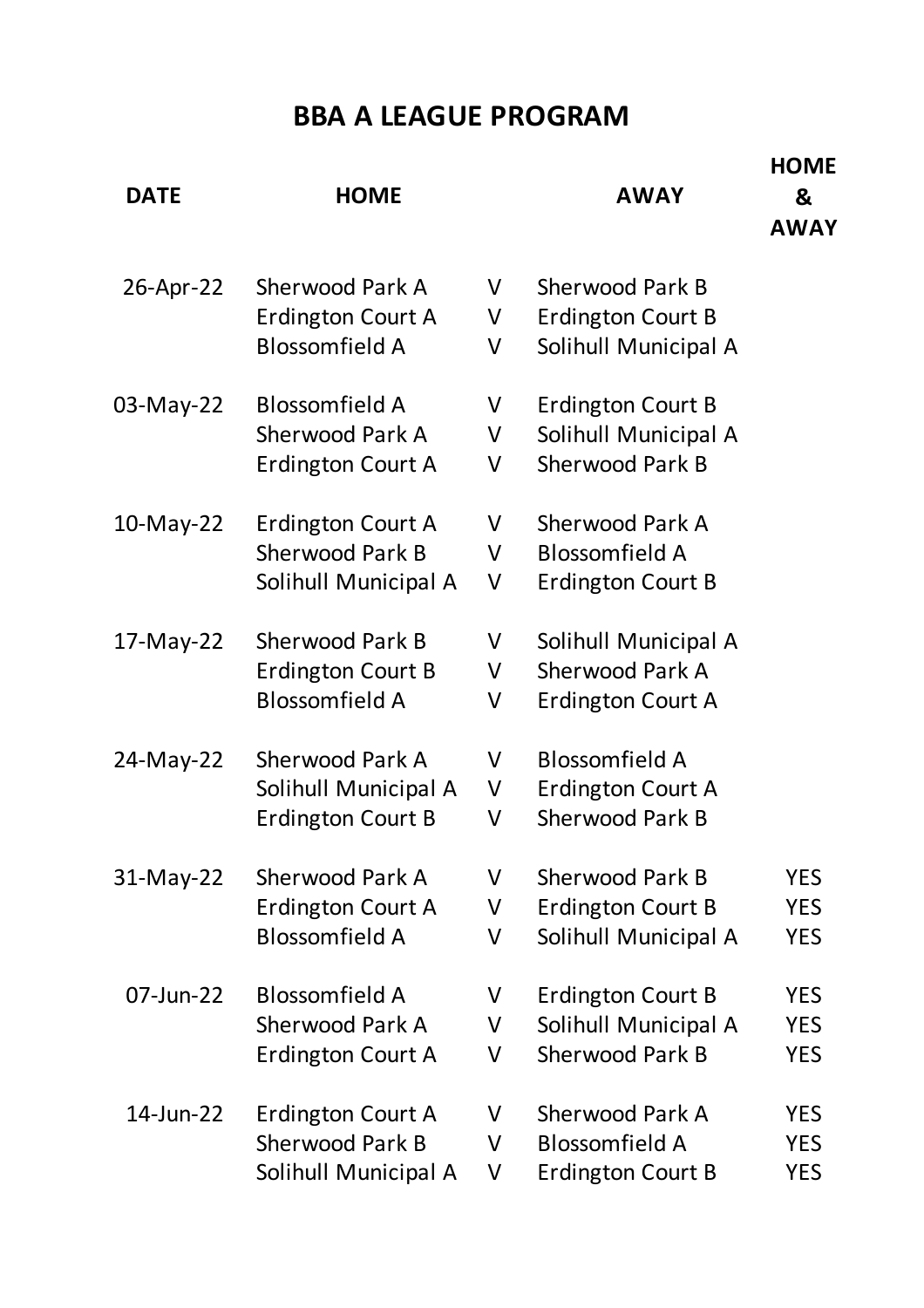# BBA A LEAGUE PROGRAM

| DATE | HOME | | AWAY | HOME & AWAY |
|---|---|---|---|---|
| 26-Apr-22 | Sherwood Park A | V | Sherwood Park B | |
| | Erdington Court A | V | Erdington Court B | |
| | Blossomfield A | V | Solihull Municipal A | |
| 03-May-22 | Blossomfield A | V | Erdington Court B | |
| | Sherwood Park A | V | Solihull Municipal A | |
| | Erdington Court A | V | Sherwood Park B | |
| 10-May-22 | Erdington Court A | V | Sherwood Park A | |
| | Sherwood Park B | V | Blossomfield A | |
| | Solihull Municipal A | V | Erdington Court B | |
| 17-May-22 | Sherwood Park B | V | Solihull Municipal A | |
| | Erdington Court B | V | Sherwood Park A | |
| | Blossomfield A | V | Erdington Court A | |
| 24-May-22 | Sherwood Park A | V | Blossomfield A | |
| | Solihull Municipal A | V | Erdington Court A | |
| | Erdington Court B | V | Sherwood Park B | |
| 31-May-22 | Sherwood Park A | V | Sherwood Park B | YES |
| | Erdington Court A | V | Erdington Court B | YES |
| | Blossomfield A | V | Solihull Municipal A | YES |
| 07-Jun-22 | Blossomfield A | V | Erdington Court B | YES |
| | Sherwood Park A | V | Solihull Municipal A | YES |
| | Erdington Court A | V | Sherwood Park B | YES |
| 14-Jun-22 | Erdington Court A | V | Sherwood Park A | YES |
| | Sherwood Park B | V | Blossomfield A | YES |
| | Solihull Municipal A | V | Erdington Court B | YES |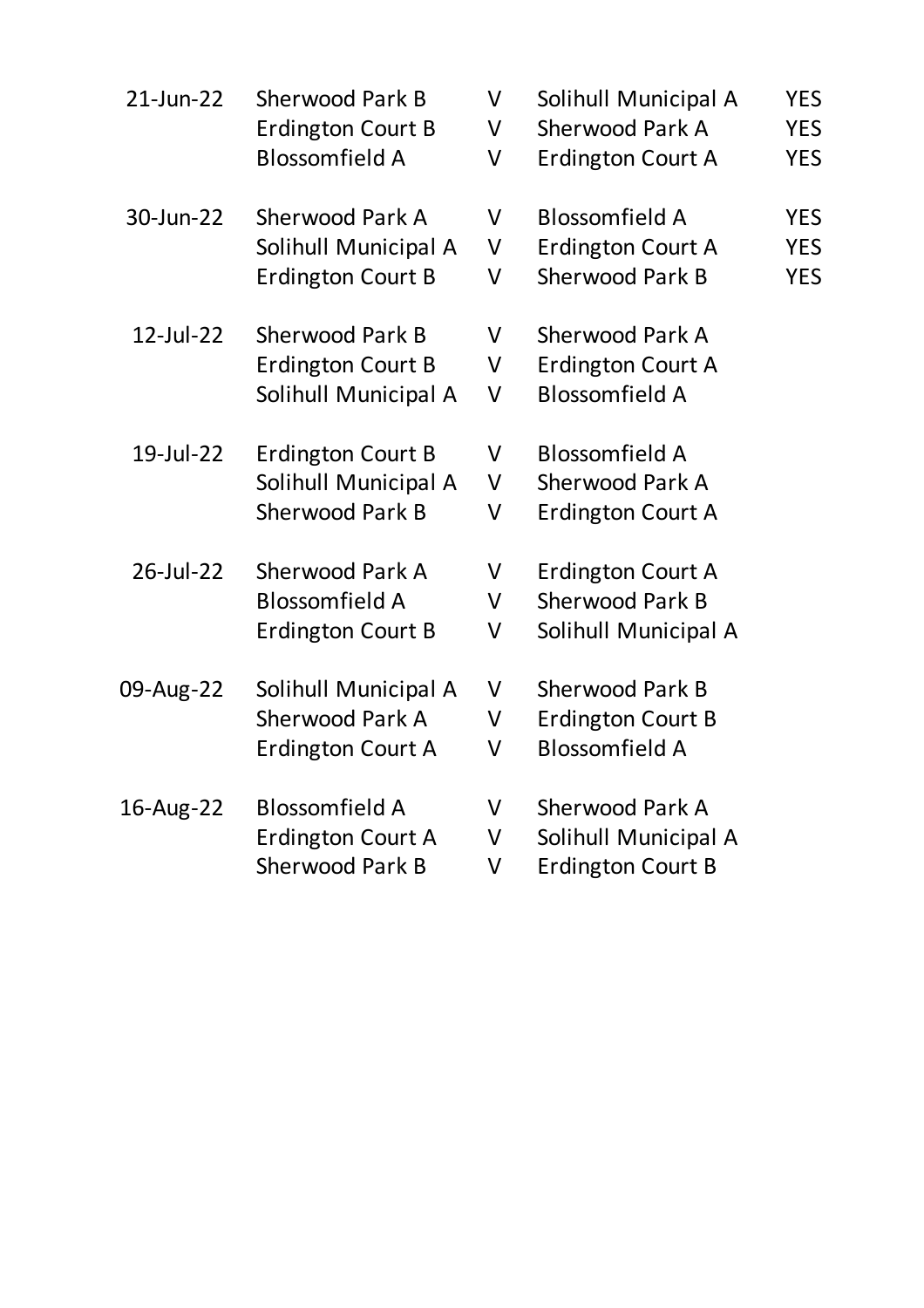| | | | | |
|---|---|---|---|---|
| 21-Jun-22 | Sherwood Park B | V | Solihull Municipal A | YES |
| | Erdington Court B | V | Sherwood Park A | YES |
| | Blossomfield A | V | Erdington Court A | YES |
| 30-Jun-22 | Sherwood Park A | V | Blossomfield A | YES |
| | Solihull Municipal A | V | Erdington Court A | YES |
| | Erdington Court B | V | Sherwood Park B | YES |
| 12-Jul-22 | Sherwood Park B | V | Sherwood Park A | |
| | Erdington Court B | V | Erdington Court A | |
| | Solihull Municipal A | V | Blossomfield A | |
| 19-Jul-22 | Erdington Court B | V | Blossomfield A | |
| | Solihull Municipal A | V | Sherwood Park A | |
| | Sherwood Park B | V | Erdington Court A | |
| 26-Jul-22 | Sherwood Park A | V | Erdington Court A | |
| | Blossomfield A | V | Sherwood Park B | |
| | Erdington Court B | V | Solihull Municipal A | |
| 09-Aug-22 | Solihull Municipal A | V | Sherwood Park B | |
| | Sherwood Park A | V | Erdington Court B | |
| | Erdington Court A | V | Blossomfield A | |
| 16-Aug-22 | Blossomfield A | V | Sherwood Park A | |
| | Erdington Court A | V | Solihull Municipal A | |
| | Sherwood Park B | V | Erdington Court B | |